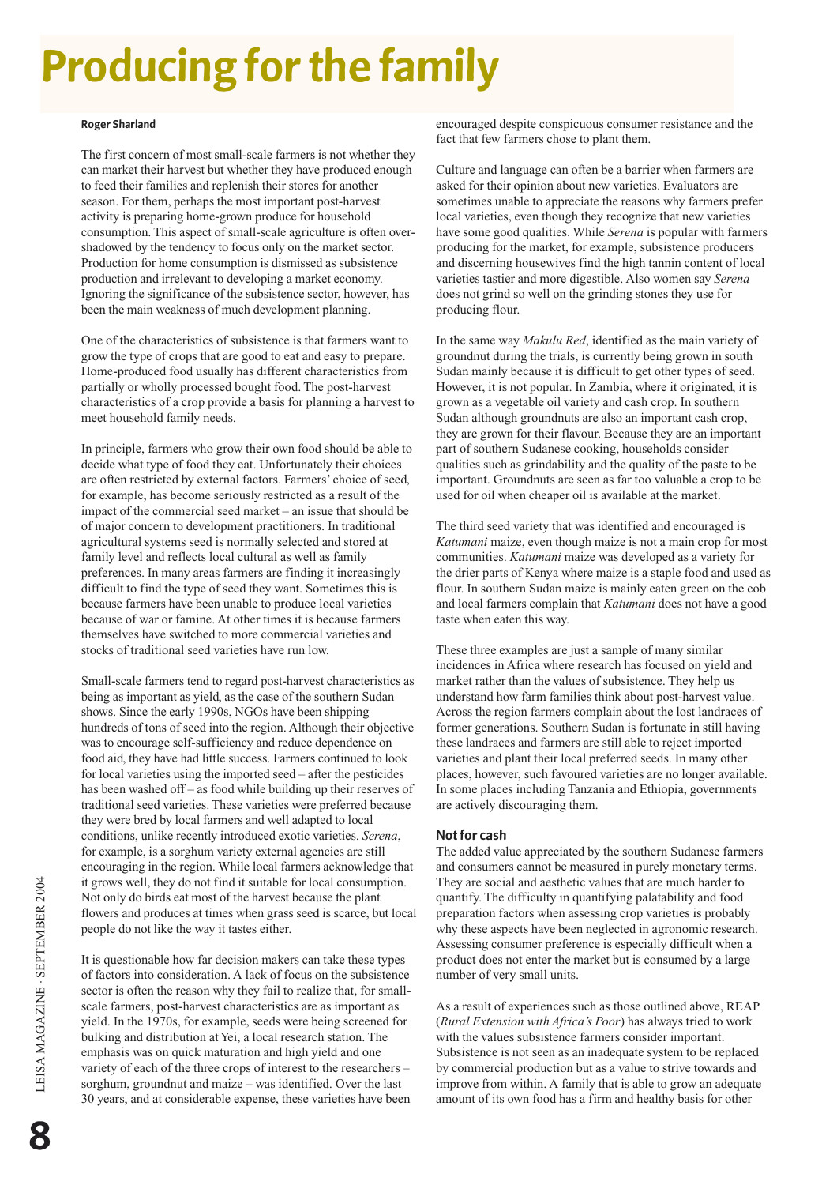# Producing for the family

**Roger Sharland**

The first concern of most small-scale farmers is not whether they can market their harvest but whether they have produced enough to feed their families and replenish their stores for another season. For them, perhaps the most important post-harvest activity is preparing home-grown produce for household consumption. This aspect of small-scale agriculture is often overshadowed by the tendency to focus only on the market sector. Production for home consumption is dismissed as subsistence production and irrelevant to developing a market economy. Ignoring the significance of the subsistence sector, however, has been the main weakness of much development planning.

One of the characteristics of subsistence is that farmers want to grow the type of crops that are good to eat and easy to prepare. Home-produced food usually has different characteristics from partially or wholly processed bought food. The post-harvest characteristics of a crop provide a basis for planning a harvest to meet household family needs.

In principle, farmers who grow their own food should be able to decide what type of food they eat. Unfortunately their choices are often restricted by external factors. Farmers' choice of seed, for example, has become seriously restricted as a result of the impact of the commercial seed market – an issue that should be of major concern to development practitioners. In traditional agricultural systems seed is normally selected and stored at family level and reflects local cultural as well as family preferences. In many areas farmers are finding it increasingly difficult to find the type of seed they want. Sometimes this is because farmers have been unable to produce local varieties because of war or famine. At other times it is because farmers themselves have switched to more commercial varieties and stocks of traditional seed varieties have run low.

Small-scale farmers tend to regard post-harvest characteristics as being as important as yield, as the case of the southern Sudan shows. Since the early 1990s, NGOs have been shipping hundreds of tons of seed into the region. Although their objective was to encourage self-sufficiency and reduce dependence on food aid, they have had little success. Farmers continued to look for local varieties using the imported seed – after the pesticides has been washed off – as food while building up their reserves of traditional seed varieties. These varieties were preferred because they were bred by local farmers and well adapted to local conditions, unlike recently introduced exotic varieties. *Serena*, for example, is a sorghum variety external agencies are still encouraging in the region. While local farmers acknowledge that it grows well, they do not find it suitable for local consumption. Not only do birds eat most of the harvest because the plant flowers and produces at times when grass seed is scarce, but local people do not like the way it tastes either.

It is questionable how far decision makers can take these types of factors into consideration. A lack of focus on the subsistence sector is often the reason why they fail to realize that, for small-scale farmers, post-harvest characteristics are as important as yield. In the 1970s, for example, seeds were being screened for bulking and distribution at Yei, a local research station. The emphasis was on quick maturation and high yield and one variety of each of the three crops of interest to the researchers – sorghum, groundnut and maize – was identified. Over the last 30 years, and at considerable expense, these varieties have been encouraged despite conspicuous consumer resistance and the fact that few farmers chose to plant them.

Culture and language can often be a barrier when farmers are asked for their opinion about new varieties. Evaluators are sometimes unable to appreciate the reasons why farmers prefer local varieties, even though they recognize that new varieties have some good qualities. While *Serena* is popular with farmers producing for the market, for example, subsistence producers and discerning housewives find the high tannin content of local varieties tastier and more digestible. Also women say *Serena* does not grind so well on the grinding stones they use for producing flour.

In the same way *Makulu Red*, identified as the main variety of groundnut during the trials, is currently being grown in south Sudan mainly because it is difficult to get other types of seed. However, it is not popular. In Zambia, where it originated, it is grown as a vegetable oil variety and cash crop. In southern Sudan although groundnuts are also an important cash crop, they are grown for their flavour. Because they are an important part of southern Sudanese cooking, households consider qualities such as grindability and the quality of the paste to be important. Groundnuts are seen as far too valuable a crop to be used for oil when cheaper oil is available at the market.

The third seed variety that was identified and encouraged is *Katumani* maize, even though maize is not a main crop for most communities. *Katumani* maize was developed as a variety for the drier parts of Kenya where maize is a staple food and used as flour. In southern Sudan maize is mainly eaten green on the cob and local farmers complain that *Katumani* does not have a good taste when eaten this way.

These three examples are just a sample of many similar incidences in Africa where research has focused on yield and market rather than the values of subsistence. They help us understand how farm families think about post-harvest value. Across the region farmers complain about the lost landraces of former generations. Southern Sudan is fortunate in still having these landraces and farmers are still able to reject imported varieties and plant their local preferred seeds. In many other places, however, such favoured varieties are no longer available. In some places including Tanzania and Ethiopia, governments are actively discouraging them.

## Not for cash

The added value appreciated by the southern Sudanese farmers and consumers cannot be measured in purely monetary terms. They are social and aesthetic values that are much harder to quantify. The difficulty in quantifying palatability and food preparation factors when assessing crop varieties is probably why these aspects have been neglected in agronomic research. Assessing consumer preference is especially difficult when a product does not enter the market but is consumed by a large number of very small units.

As a result of experiences such as those outlined above, REAP (*Rural Extension with Africa's Poor*) has always tried to work with the values subsistence farmers consider important. Subsistence is not seen as an inadequate system to be replaced by commercial production but as a value to strive towards and improve from within. A family that is able to grow an adequate amount of its own food has a firm and healthy basis for other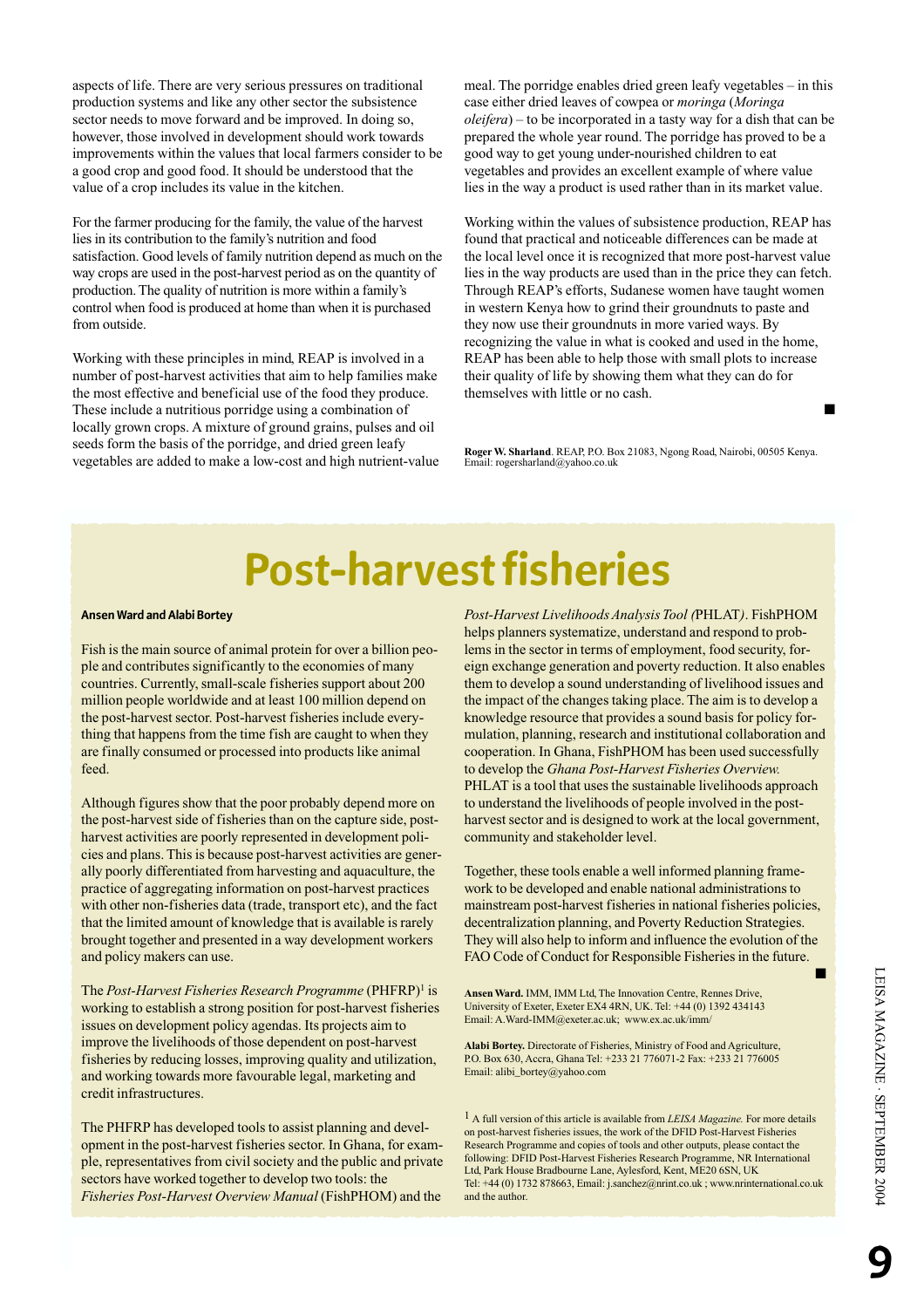aspects of life. There are very serious pressures on traditional production systems and like any other sector the subsistence sector needs to move forward and be improved. In doing so, however, those involved in development should work towards improvements within the values that local farmers consider to be a good crop and good food. It should be understood that the value of a crop includes its value in the kitchen.

For the farmer producing for the family, the value of the harvest lies in its contribution to the family's nutrition and food satisfaction. Good levels of family nutrition depend as much on the way crops are used in the post-harvest period as on the quantity of production. The quality of nutrition is more within a family's control when food is produced at home than when it is purchased from outside.

Working with these principles in mind, REAP is involved in a number of post-harvest activities that aim to help families make the most effective and beneficial use of the food they produce. These include a nutritious porridge using a combination of locally grown crops. A mixture of ground grains, pulses and oil seeds form the basis of the porridge, and dried green leafy vegetables are added to make a low-cost and high nutrient-value meal. The porridge enables dried green leafy vegetables – in this case either dried leaves of cowpea or *moringa* (*Moringa oleifera*) – to be incorporated in a tasty way for a dish that can be prepared the whole year round. The porridge has proved to be a good way to get young under-nourished children to eat vegetables and provides an excellent example of where value lies in the way a product is used rather than in its market value.

Working within the values of subsistence production, REAP has found that practical and noticeable differences can be made at the local level once it is recognized that more post-harvest value lies in the way products are used than in the price they can fetch. Through REAP's efforts, Sudanese women have taught women in western Kenya how to grind their groundnuts to paste and they now use their groundnuts in more varied ways. By recognizing the value in what is cooked and used in the home, REAP has been able to help those with small plots to increase their quality of life by showing them what they can do for themselves with little or no cash.

■

**Roger W. Sharland**. REAP, P.O. Box 21083, Ngong Road, Nairobi, 00505 Kenya. Email: rogersharland@yahoo.co.uk

# Post-harvest fisheries

**Ansen Ward and Alabi Bortey**

Fish is the main source of animal protein for over a billion people and contributes significantly to the economies of many countries. Currently, small-scale fisheries support about 200 million people worldwide and at least 100 million depend on the post-harvest sector. Post-harvest fisheries include everything that happens from the time fish are caught to when they are finally consumed or processed into products like animal feed.

Although figures show that the poor probably depend more on the post-harvest side of fisheries than on the capture side, post-harvest activities are poorly represented in development policies and plans. This is because post-harvest activities are generally poorly differentiated from harvesting and aquaculture, the practice of aggregating information on post-harvest practices with other non-fisheries data (trade, transport etc), and the fact that the limited amount of knowledge that is available is rarely brought together and presented in a way development workers and policy makers can use.

The *Post-Harvest Fisheries Research Programme* (PHFRP)[1] is working to establish a strong position for post-harvest fisheries issues on development policy agendas. Its projects aim to improve the livelihoods of those dependent on post-harvest fisheries by reducing losses, improving quality and utilization, and working towards more favourable legal, marketing and credit infrastructures.

The PHFRP has developed tools to assist planning and development in the post-harvest fisheries sector. In Ghana, for example, representatives from civil society and the public and private sectors have worked together to develop two tools: the *Fisheries Post-Harvest Overview Manual* (FishPHOM) and the *Post-Harvest Livelihoods Analysis Tool (*PHLAT*)*. FishPHOM helps planners systematize, understand and respond to problems in the sector in terms of employment, food security, foreign exchange generation and poverty reduction. It also enables them to develop a sound understanding of livelihood issues and the impact of the changes taking place. The aim is to develop a knowledge resource that provides a sound basis for policy formulation, planning, research and institutional collaboration and cooperation. In Ghana, FishPHOM has been used successfully to develop the *Ghana Post-Harvest Fisheries Overview.* PHLAT is a tool that uses the sustainable livelihoods approach to understand the livelihoods of people involved in the post-harvest sector and is designed to work at the local government, community and stakeholder level.

Together, these tools enable a well informed planning framework to be developed and enable national administrations to mainstream post-harvest fisheries in national fisheries policies, decentralization planning, and Poverty Reduction Strategies. They will also help to inform and influence the evolution of the FAO Code of Conduct for Responsible Fisheries in the future.

■

**Ansen Ward.** IMM, IMM Ltd, The Innovation Centre, Rennes Drive, University of Exeter, Exeter EX4 4RN, UK. Tel: +44 (0) 1392 434143 Email: A.Ward-IMM@exeter.ac.uk; www.ex.ac.uk/imm/

**Alabi Bortey.** Directorate of Fisheries, Ministry of Food and Agriculture, P.O. Box 630, Accra, Ghana Tel: +233 21 776071-2 Fax: +233 21 776005 Email: alibi_bortey@yahoo.com

[1] A full version of this article is available from *LEISA Magazine.* For more details on post-harvest fisheries issues, the work of the DFID Post-Harvest Fisheries Research Programme and copies of tools and other outputs, please contact the following: DFID Post-Harvest Fisheries Research Programme, NR International Ltd, Park House Bradbourne Lane, Aylesford, Kent, ME20 6SN, UK Tel: +44 (0) 1732 878663, Email: j.sanchez@nrint.co.uk ; www.nrinternational.co.uk and the author.